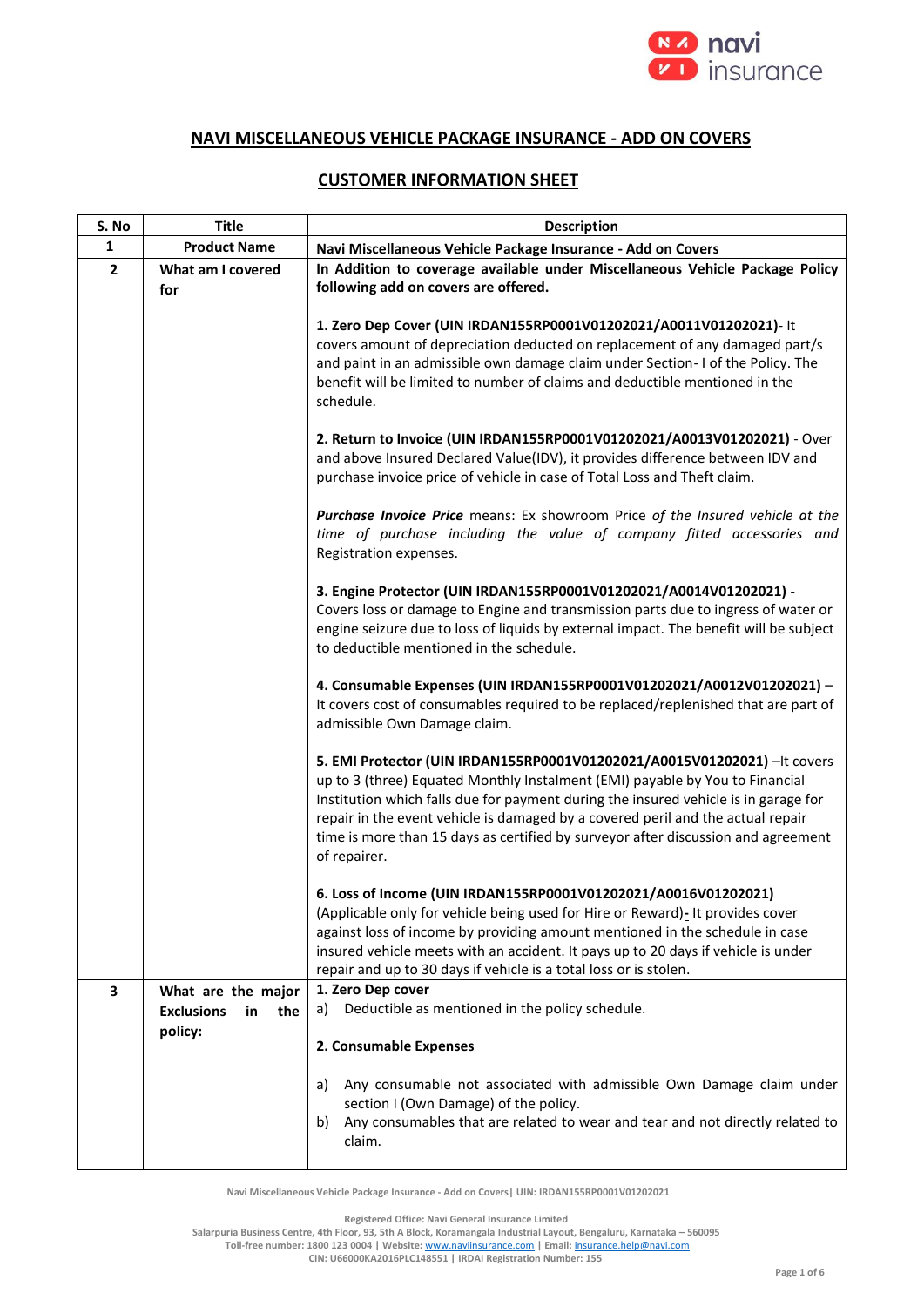## NAVI MISCELLANEOUS VEHICLE PACKAGE INSURANCE - ADD ON COVERS

### CUSTOMER INFORMATION SHEET

| S. No | Title | Description |
|---|---|---|
| 1 | **Product Name** | **Navi Miscellaneous Vehicle Package Insurance - Add on Covers** |
| 2 | **What am I covered for** | **In Addition to coverage available under Miscellaneous Vehicle Package Policy following add on covers are offered.**<br><br>**1. Zero Dep Cover (UIN IRDAN155RP0001V01202021/A0011V01202021)**- It covers amount of depreciation deducted on replacement of any damaged part/s and paint in an admissible own damage claim under Section- I of the Policy. The benefit will be limited to number of claims and deductible mentioned in the schedule.<br><br>**2. Return to Invoice (UIN IRDAN155RP0001V01202021/A0013V01202021)** - Over and above Insured Declared Value(IDV), it provides difference between IDV and purchase invoice price of vehicle in case of Total Loss and Theft claim.<br><br>***Purchase Invoice Price*** means: Ex showroom Price *of the Insured vehicle at the time of purchase including the value of company fitted accessories and* Registration expenses.<br><br>**3. Engine Protector (UIN IRDAN155RP0001V01202021/A0014V01202021)** - Covers loss or damage to Engine and transmission parts due to ingress of water or engine seizure due to loss of liquids by external impact. The benefit will be subject to deductible mentioned in the schedule.<br><br>**4. Consumable Expenses (UIN IRDAN155RP0001V01202021/A0012V01202021)** – It covers cost of consumables required to be replaced/replenished that are part of admissible Own Damage claim.<br><br>**5. EMI Protector (UIN IRDAN155RP0001V01202021/A0015V01202021)** –It covers up to 3 (three) Equated Monthly Instalment (EMI) payable by You to Financial Institution which falls due for payment during the insured vehicle is in garage for repair in the event vehicle is damaged by a covered peril and the actual repair time is more than 15 days as certified by surveyor after discussion and agreement of repairer.<br><br>**6. Loss of Income (UIN IRDAN155RP0001V01202021/A0016V01202021)** (Applicable only for vehicle being used for Hire or Reward)- It provides cover against loss of income by providing amount mentioned in the schedule in case insured vehicle meets with an accident. It pays up to 20 days if vehicle is under repair and up to 30 days if vehicle is a total loss or is stolen. |
| 3 | **What are the major Exclusions in the policy:** | **1. Zero Dep cover**<br>a) Deductible as mentioned in the policy schedule.<br><br>**2. Consumable Expenses**<br><br>a) Any consumable not associated with admissible Own Damage claim under section I (Own Damage) of the policy.<br>b) Any consumables that are related to wear and tear and not directly related to claim. |

Navi Miscellaneous Vehicle Package Insurance - Add on Covers| UIN: IRDAN155RP0001V01202021

Registered Office: Navi General Insurance Limited
Salarpuria Business Centre, 4th Floor, 93, 5th A Block, Koramangala Industrial Layout, Bengaluru, Karnataka – 560095
Toll-free number: 1800 123 0004 | Website: www.naviinsurance.com | Email: insurance.help@navi.com
CIN: U66000KA2016PLC148551 | IRDAI Registration Number: 155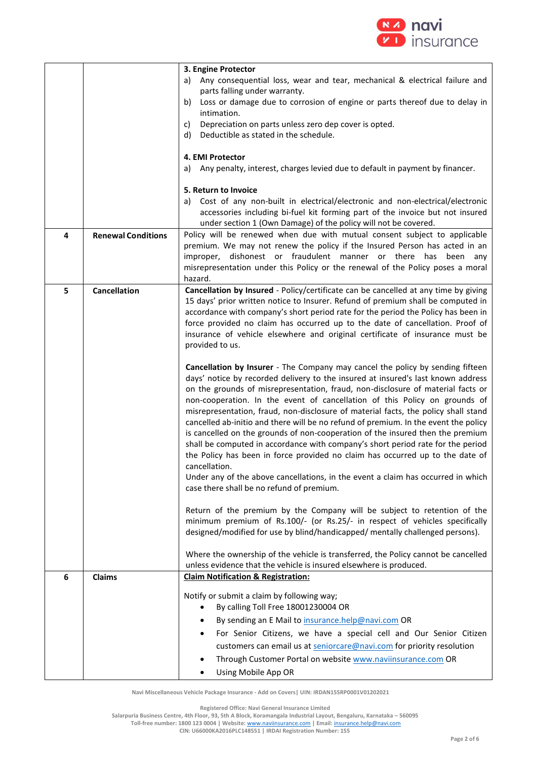| | | |
|---|---|---|
| | | **3. Engine Protector**<br>a) Any consequential loss, wear and tear, mechanical & electrical failure and parts falling under warranty.<br>b) Loss or damage due to corrosion of engine or parts thereof due to delay in intimation.<br>c) Depreciation on parts unless zero dep cover is opted.<br>d) Deductible as stated in the schedule.<br><br>**4. EMI Protector**<br>a) Any penalty, interest, charges levied due to default in payment by financer.<br><br>**5. Return to Invoice**<br>a) Cost of any non-built in electrical/electronic and non-electrical/electronic accessories including bi-fuel kit forming part of the invoice but not insured under section 1 (Own Damage) of the policy will not be covered. |
| **4** | **Renewal Conditions** | Policy will be renewed when due with mutual consent subject to applicable premium. We may not renew the policy if the Insured Person has acted in an improper, dishonest or fraudulent manner or there has been any misrepresentation under this Policy or the renewal of the Policy poses a moral hazard. |
| **5** | **Cancellation** | **Cancellation by Insured** - Policy/certificate can be cancelled at any time by giving 15 days' prior written notice to Insurer. Refund of premium shall be computed in accordance with company's short period rate for the period the Policy has been in force provided no claim has occurred up to the date of cancellation. Proof of insurance of vehicle elsewhere and original certificate of insurance must be provided to us.<br><br>**Cancellation by Insurer** - The Company may cancel the policy by sending fifteen days' notice by recorded delivery to the insured at insured's last known address on the grounds of misrepresentation, fraud, non-disclosure of material facts or non-cooperation. In the event of cancellation of this Policy on grounds of misrepresentation, fraud, non-disclosure of material facts, the policy shall stand cancelled ab-initio and there will be no refund of premium. In the event the policy is cancelled on the grounds of non-cooperation of the insured then the premium shall be computed in accordance with company's short period rate for the period the Policy has been in force provided no claim has occurred up to the date of cancellation.<br>Under any of the above cancellations, in the event a claim has occurred in which case there shall be no refund of premium.<br><br>Return of the premium by the Company will be subject to retention of the minimum premium of Rs.100/- (or Rs.25/- in respect of vehicles specifically designed/modified for use by blind/handicapped/ mentally challenged persons).<br><br>Where the ownership of the vehicle is transferred, the Policy cannot be cancelled unless evidence that the vehicle is insured elsewhere is produced. |
| **6** | **Claims** | <u>**Claim Notification & Registration:**</u><br><br>Notify or submit a claim by following way;<br>• By calling Toll Free 18001230004 OR<br>• By sending an E Mail to insurance.help@navi.com OR<br>• For Senior Citizens, we have a special cell and Our Senior Citizen customers can email us at seniorcare@navi.com for priority resolution<br>• Through Customer Portal on website www.naviinsurance.com OR<br>• Using Mobile App OR |

Navi Miscellaneous Vehicle Package Insurance - Add on Covers| UIN: IRDAN155RP0001V01202021

Registered Office: Navi General Insurance Limited
Salarpuria Business Centre, 4th Floor, 93, 5th A Block, Koramangala Industrial Layout, Bengaluru, Karnataka – 560095
Toll-free number: 1800 123 0004 | Website: www.naviinsurance.com | Email: insurance.help@navi.com
CIN: U66000KA2016PLC148551 | IRDAI Registration Number: 155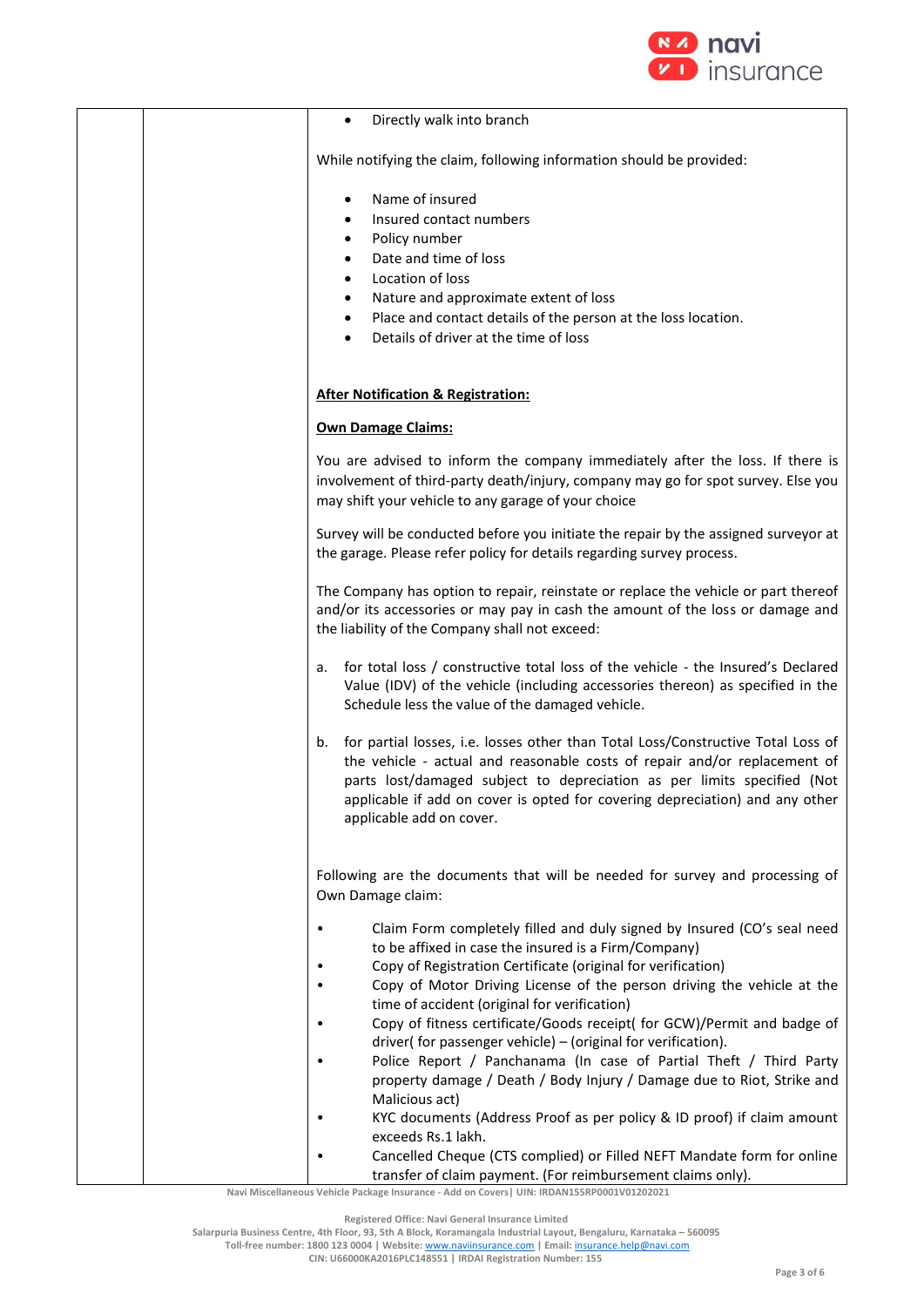- Directly walk into branch

While notifying the claim, following information should be provided:

- Name of insured
- Insured contact numbers
- Policy number
- Date and time of loss
- Location of loss
- Nature and approximate extent of loss
- Place and contact details of the person at the loss location.
- Details of driver at the time of loss

**After Notification & Registration:**

**Own Damage Claims:**

You are advised to inform the company immediately after the loss. If there is involvement of third-party death/injury, company may go for spot survey. Else you may shift your vehicle to any garage of your choice

Survey will be conducted before you initiate the repair by the assigned surveyor at the garage. Please refer policy for details regarding survey process.

The Company has option to repair, reinstate or replace the vehicle or part thereof and/or its accessories or may pay in cash the amount of the loss or damage and the liability of the Company shall not exceed:

a. for total loss / constructive total loss of the vehicle - the Insured's Declared Value (IDV) of the vehicle (including accessories thereon) as specified in the Schedule less the value of the damaged vehicle.

b. for partial losses, i.e. losses other than Total Loss/Constructive Total Loss of the vehicle - actual and reasonable costs of repair and/or replacement of parts lost/damaged subject to depreciation as per limits specified (Not applicable if add on cover is opted for covering depreciation) and any other applicable add on cover.

Following are the documents that will be needed for survey and processing of Own Damage claim:

- Claim Form completely filled and duly signed by Insured (CO's seal need to be affixed in case the insured is a Firm/Company)
- Copy of Registration Certificate (original for verification)
- Copy of Motor Driving License of the person driving the vehicle at the time of accident (original for verification)
- Copy of fitness certificate/Goods receipt( for GCW)/Permit and badge of driver( for passenger vehicle) – (original for verification).
- Police Report / Panchanama (In case of Partial Theft / Third Party property damage / Death / Body Injury / Damage due to Riot, Strike and Malicious act)
- KYC documents (Address Proof as per policy & ID proof) if claim amount exceeds Rs.1 lakh.
- Cancelled Cheque (CTS complied) or Filled NEFT Mandate form for online transfer of claim payment. (For reimbursement claims only).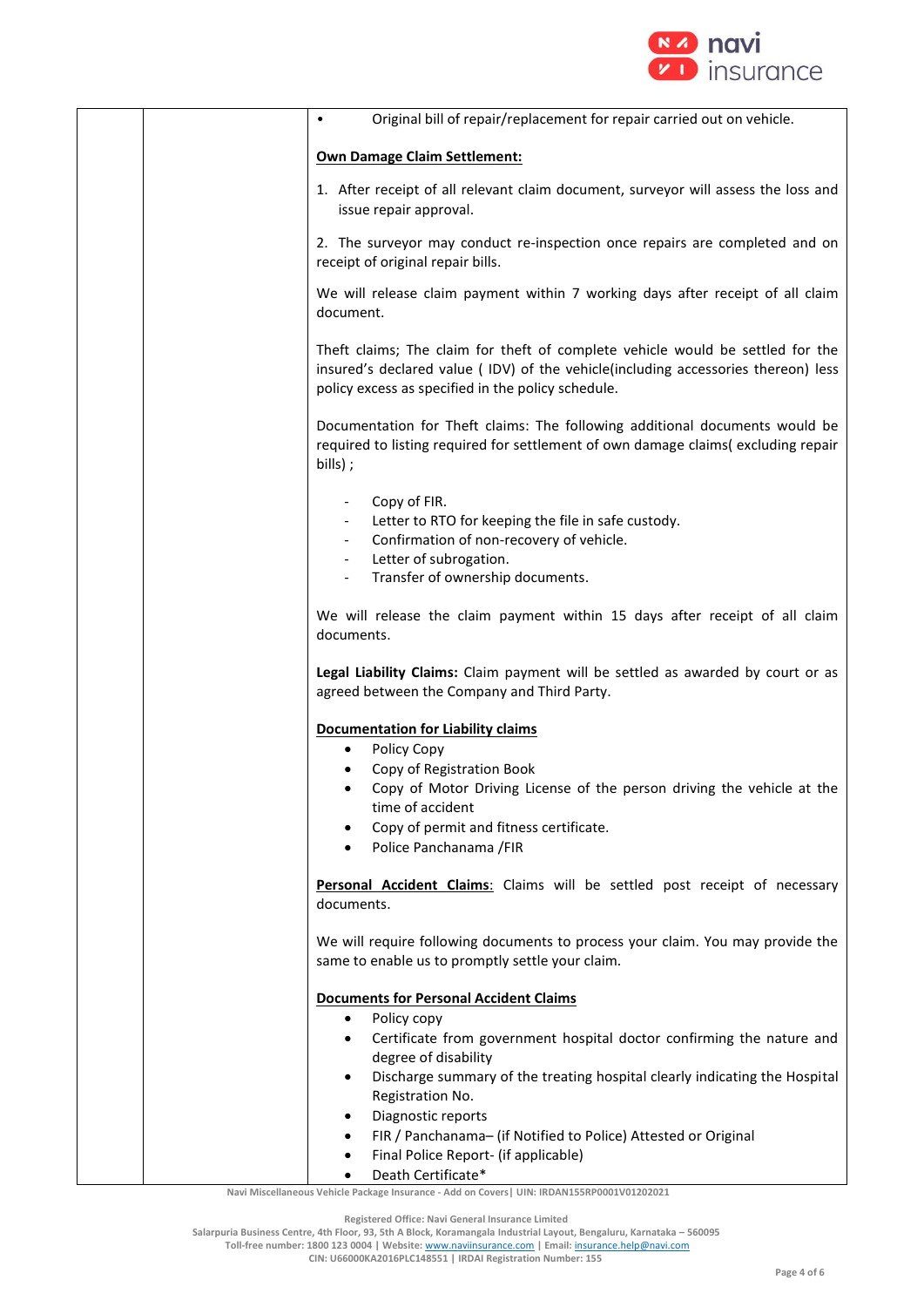- Original bill of repair/replacement for repair carried out on vehicle.

**Own Damage Claim Settlement:**

1. After receipt of all relevant claim document, surveyor will assess the loss and issue repair approval.

2. The surveyor may conduct re-inspection once repairs are completed and on receipt of original repair bills.

We will release claim payment within 7 working days after receipt of all claim document.

Theft claims; The claim for theft of complete vehicle would be settled for the insured's declared value ( IDV) of the vehicle(including accessories thereon) less policy excess as specified in the policy schedule.

Documentation for Theft claims: The following additional documents would be required to listing required for settlement of own damage claims( excluding repair bills) ;

- Copy of FIR.
- Letter to RTO for keeping the file in safe custody.
- Confirmation of non-recovery of vehicle.
- Letter of subrogation.
- Transfer of ownership documents.

We will release the claim payment within 15 days after receipt of all claim documents.

**Legal Liability Claims:** Claim payment will be settled as awarded by court or as agreed between the Company and Third Party.

**Documentation for Liability claims**

- Policy Copy
- Copy of Registration Book
- Copy of Motor Driving License of the person driving the vehicle at the time of accident
- Copy of permit and fitness certificate.
- Police Panchanama /FIR

**Personal Accident Claims**: Claims will be settled post receipt of necessary documents.

We will require following documents to process your claim. You may provide the same to enable us to promptly settle your claim.

**Documents for Personal Accident Claims**

- Policy copy
- Certificate from government hospital doctor confirming the nature and degree of disability
- Discharge summary of the treating hospital clearly indicating the Hospital Registration No.
- Diagnostic reports
- FIR / Panchanama– (if Notified to Police) Attested or Original
- Final Police Report- (if applicable)
- Death Certificate*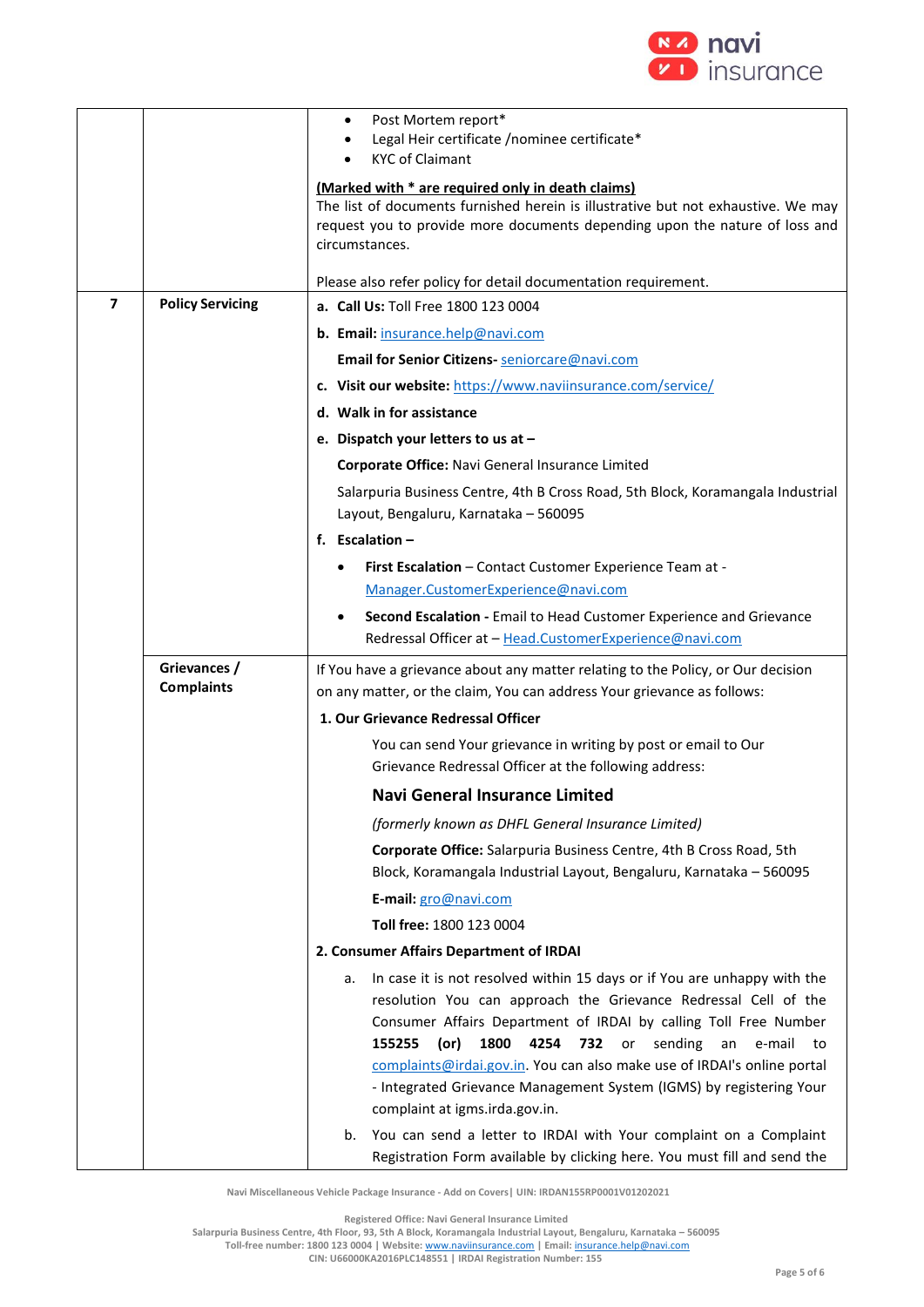| | | |
|---|---|---|
| | | • Post Mortem report* <br> • Legal Heir certificate /nominee certificate* <br> • KYC of Claimant <br><br> **(Marked with * are required only in death claims)** <br> The list of documents furnished herein is illustrative but not exhaustive. We may request you to provide more documents depending upon the nature of loss and circumstances. <br><br> Please also refer policy for detail documentation requirement. |
| **7** | **Policy Servicing** | **a. Call Us:** Toll Free 1800 123 0004 <br> **b. Email:** insurance.help@navi.com <br> **Email for Senior Citizens-** seniorcare@navi.com <br> **c. Visit our website:** https://www.naviinsurance.com/service/ <br> **d. Walk in for assistance** <br> **e. Dispatch your letters to us at –** <br> **Corporate Office:** Navi General Insurance Limited <br> Salarpuria Business Centre, 4th B Cross Road, 5th Block, Koramangala Industrial Layout, Bengaluru, Karnataka – 560095 <br> **f. Escalation –** <br> • **First Escalation** – Contact Customer Experience Team at - Manager.CustomerExperience@navi.com <br> • **Second Escalation -** Email to Head Customer Experience and Grievance Redressal Officer at – Head.CustomerExperience@navi.com |
| | **Grievances / Complaints** | If You have a grievance about any matter relating to the Policy, or Our decision on any matter, or the claim, You can address Your grievance as follows: <br> **1. Our Grievance Redressal Officer** <br> You can send Your grievance in writing by post or email to Our Grievance Redressal Officer at the following address: <br> **Navi General Insurance Limited** <br> *(formerly known as DHFL General Insurance Limited)* <br> **Corporate Office:** Salarpuria Business Centre, 4th B Cross Road, 5th Block, Koramangala Industrial Layout, Bengaluru, Karnataka – 560095 <br> **E-mail:** gro@navi.com <br> **Toll free:** 1800 123 0004 <br> **2. Consumer Affairs Department of IRDAI** <br> a. In case it is not resolved within 15 days or if You are unhappy with the resolution You can approach the Grievance Redressal Cell of the Consumer Affairs Department of IRDAI by calling Toll Free Number **155255 (or) 1800 4254 732** or sending an e-mail to complaints@irdai.gov.in. You can also make use of IRDAI's online portal - Integrated Grievance Management System (IGMS) by registering Your complaint at igms.irda.gov.in. <br> b. You can send a letter to IRDAI with Your complaint on a Complaint Registration Form available by clicking here. You must fill and send the |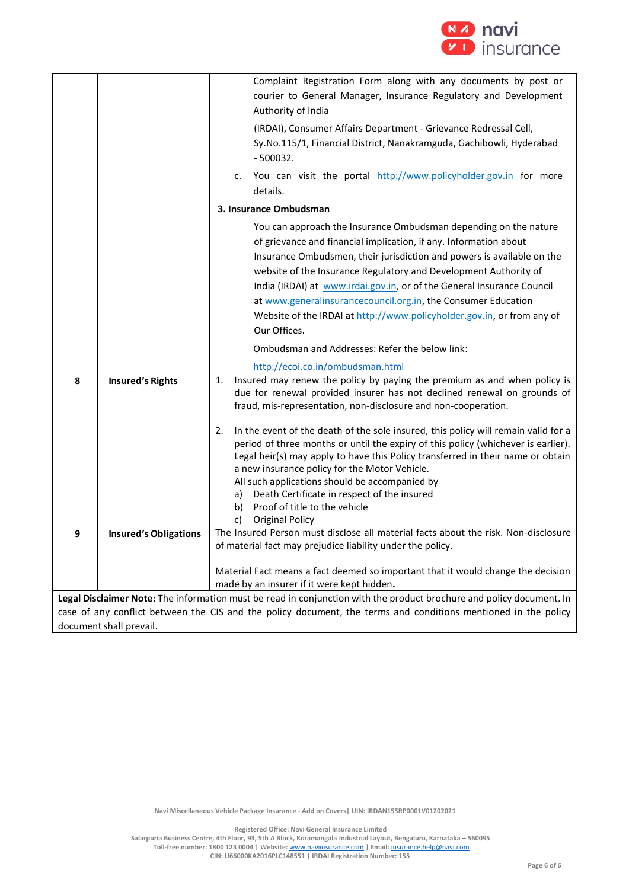| | | |
|---|---|---|
| | | Complaint Registration Form along with any documents by post or courier to General Manager, Insurance Regulatory and Development Authority of India<br><br>(IRDAI), Consumer Affairs Department - Grievance Redressal Cell, Sy.No.115/1, Financial District, Nanakramguda, Gachibowli, Hyderabad - 500032.<br><br>c. You can visit the portal http://www.policyholder.gov.in for more details.<br><br>**3. Insurance Ombudsman**<br><br>You can approach the Insurance Ombudsman depending on the nature of grievance and financial implication, if any. Information about Insurance Ombudsmen, their jurisdiction and powers is available on the website of the Insurance Regulatory and Development Authority of India (IRDAI) at www.irdai.gov.in, or of the General Insurance Council at www.generalinsurancecouncil.org.in, the Consumer Education Website of the IRDAI at http://www.policyholder.gov.in, or from any of Our Offices.<br><br>Ombudsman and Addresses: Refer the below link:<br><br>http://ecoi.co.in/ombudsman.html |
| 8 | **Insured's Rights** | 1. Insured may renew the policy by paying the premium as and when policy is due for renewal provided insurer has not declined renewal on grounds of fraud, mis-representation, non-disclosure and non-cooperation.<br><br>2. In the event of the death of the sole insured, this policy will remain valid for a period of three months or until the expiry of this policy (whichever is earlier). Legal heir(s) may apply to have this Policy transferred in their name or obtain a new insurance policy for the Motor Vehicle.<br>All such applications should be accompanied by<br>a) Death Certificate in respect of the insured<br>b) Proof of title to the vehicle<br>c) Original Policy |
| 9 | **Insured's Obligations** | The Insured Person must disclose all material facts about the risk. Non-disclosure of material fact may prejudice liability under the policy.<br><br>Material Fact means a fact deemed so important that it would change the decision made by an insurer if it were kept hidden**.** |

**Legal Disclaimer Note:** The information must be read in conjunction with the product brochure and policy document. In case of any conflict between the CIS and the policy document, the terms and conditions mentioned in the policy document shall prevail.